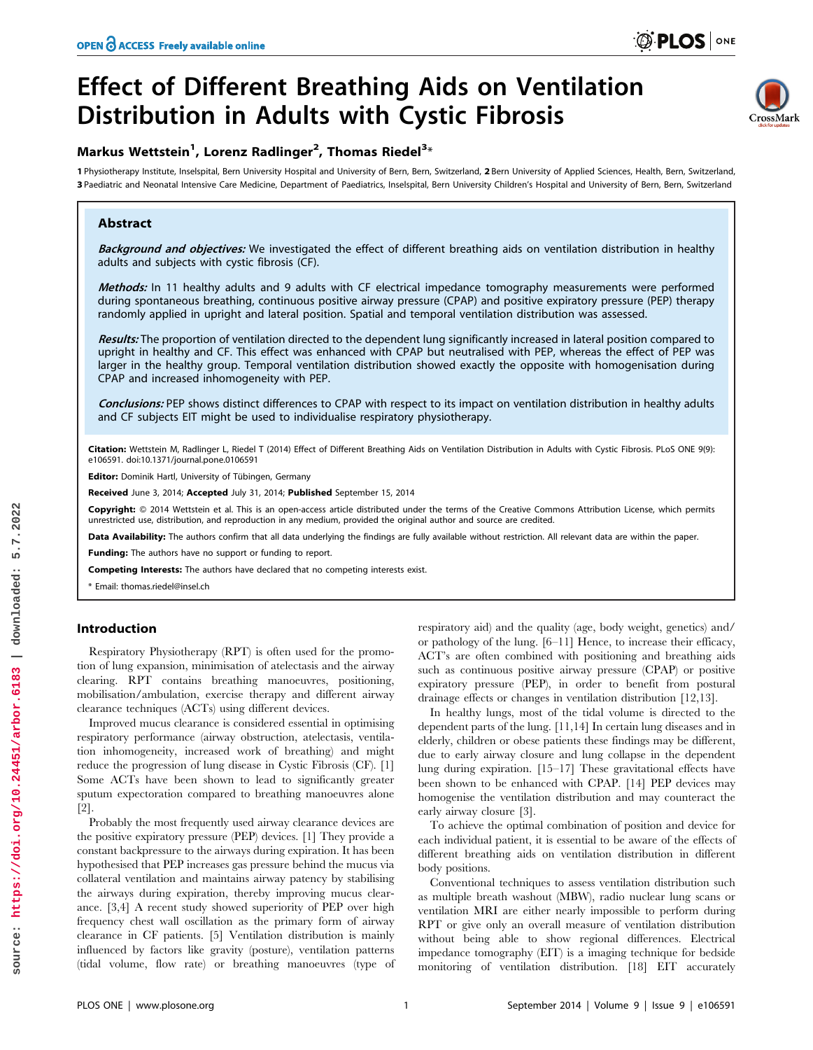# Effect of Different Breathing Aids on Ventilation Distribution in Adults with Cystic Fibrosis

**Markus Wettstein[1], Lorenz Radlinger[2], Thomas Riedel[3]***

1 Physiotherapy Institute, Inselspital, Bern University Hospital and University of Bern, Bern, Switzerland, 2 Bern University of Applied Sciences, Health, Bern, Switzerland, 3 Paediatric and Neonatal Intensive Care Medicine, Department of Paediatrics, Inselspital, Bern University Children's Hospital and University of Bern, Bern, Switzerland

## Abstract

***Background and objectives:*** We investigated the effect of different breathing aids on ventilation distribution in healthy adults and subjects with cystic fibrosis (CF).

***Methods:*** In 11 healthy adults and 9 adults with CF electrical impedance tomography measurements were performed during spontaneous breathing, continuous positive airway pressure (CPAP) and positive expiratory pressure (PEP) therapy randomly applied in upright and lateral position. Spatial and temporal ventilation distribution was assessed.

***Results:*** The proportion of ventilation directed to the dependent lung significantly increased in lateral position compared to upright in healthy and CF. This effect was enhanced with CPAP but neutralised with PEP, whereas the effect of PEP was larger in the healthy group. Temporal ventilation distribution showed exactly the opposite with homogenisation during CPAP and increased inhomogeneity with PEP.

***Conclusions:*** PEP shows distinct differences to CPAP with respect to its impact on ventilation distribution in healthy adults and CF subjects EIT might be used to individualise respiratory physiotherapy.

**Citation:** Wettstein M, Radlinger L, Riedel T (2014) Effect of Different Breathing Aids on Ventilation Distribution in Adults with Cystic Fibrosis. PLoS ONE 9(9): e106591. doi:10.1371/journal.pone.0106591

**Editor:** Dominik Hartl, University of Tübingen, Germany

**Received** June 3, 2014; **Accepted** July 31, 2014; **Published** September 15, 2014

**Copyright:** © 2014 Wettstein et al. This is an open-access article distributed under the terms of the Creative Commons Attribution License, which permits unrestricted use, distribution, and reproduction in any medium, provided the original author and source are credited.

**Data Availability:** The authors confirm that all data underlying the findings are fully available without restriction. All relevant data are within the paper.

**Funding:** The authors have no support or funding to report.

**Competing Interests:** The authors have declared that no competing interests exist.

* Email: thomas.riedel@insel.ch

## Introduction

Respiratory Physiotherapy (RPT) is often used for the promotion of lung expansion, minimisation of atelectasis and the airway clearing. RPT contains breathing manoeuvres, positioning, mobilisation/ambulation, exercise therapy and different airway clearance techniques (ACTs) using different devices.

Improved mucus clearance is considered essential in optimising respiratory performance (airway obstruction, atelectasis, ventilation inhomogeneity, increased work of breathing) and might reduce the progression of lung disease in Cystic Fibrosis (CF). [1] Some ACTs have been shown to lead to significantly greater sputum expectoration compared to breathing manoeuvres alone [2].

Probably the most frequently used airway clearance devices are the positive expiratory pressure (PEP) devices. [1] They provide a constant backpressure to the airways during expiration. It has been hypothesised that PEP increases gas pressure behind the mucus via collateral ventilation and maintains airway patency by stabilising the airways during expiration, thereby improving mucus clearance. [3,4] A recent study showed superiority of PEP over high frequency chest wall oscillation as the primary form of airway clearance in CF patients. [5] Ventilation distribution is mainly influenced by factors like gravity (posture), ventilation patterns (tidal volume, flow rate) or breathing manoeuvres (type of respiratory aid) and the quality (age, body weight, genetics) and/or pathology of the lung. [6–11] Hence, to increase their efficacy, ACT's are often combined with positioning and breathing aids such as continuous positive airway pressure (CPAP) or positive expiratory pressure (PEP), in order to benefit from postural drainage effects or changes in ventilation distribution [12,13].

In healthy lungs, most of the tidal volume is directed to the dependent parts of the lung. [11,14] In certain lung diseases and in elderly, children or obese patients these findings may be different, due to early airway closure and lung collapse in the dependent lung during expiration. [15–17] These gravitational effects have been shown to be enhanced with CPAP. [14] PEP devices may homogenise the ventilation distribution and may counteract the early airway closure [3].

To achieve the optimal combination of position and device for each individual patient, it is essential to be aware of the effects of different breathing aids on ventilation distribution in different body positions.

Conventional techniques to assess ventilation distribution such as multiple breath washout (MBW), radio nuclear lung scans or ventilation MRI are either nearly impossible to perform during RPT or give only an overall measure of ventilation distribution without being able to show regional differences. Electrical impedance tomography (EIT) is a imaging technique for bedside monitoring of ventilation distribution. [18] EIT accurately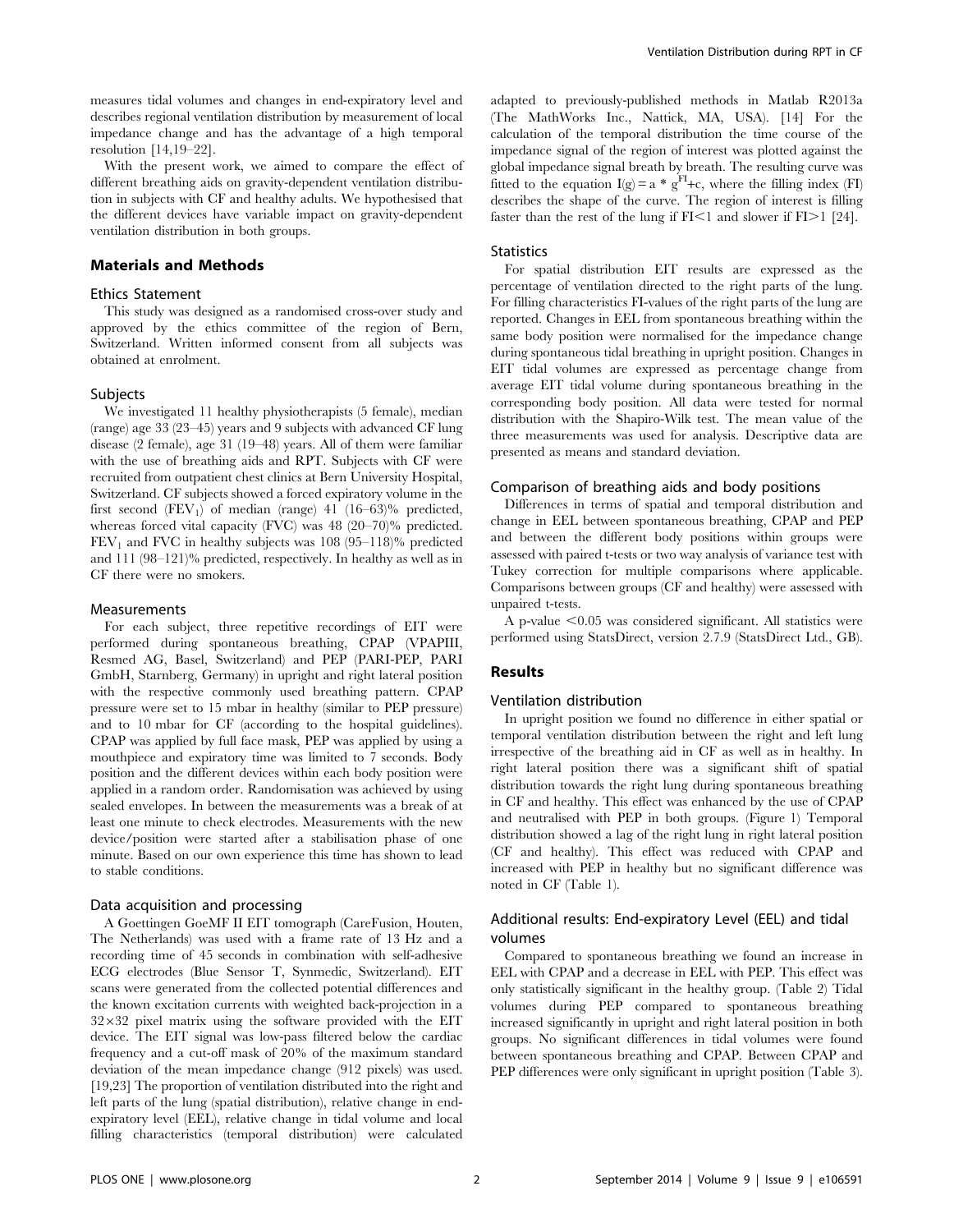measures tidal volumes and changes in end-expiratory level and describes regional ventilation distribution by measurement of local impedance change and has the advantage of a high temporal resolution [14,19–22].

With the present work, we aimed to compare the effect of different breathing aids on gravity-dependent ventilation distribution in subjects with CF and healthy adults. We hypothesised that the different devices have variable impact on gravity-dependent ventilation distribution in both groups.

## Materials and Methods

### Ethics Statement

This study was designed as a randomised cross-over study and approved by the ethics committee of the region of Bern, Switzerland. Written informed consent from all subjects was obtained at enrolment.

### Subjects

We investigated 11 healthy physiotherapists (5 female), median (range) age 33 (23–45) years and 9 subjects with advanced CF lung disease (2 female), age 31 (19–48) years. All of them were familiar with the use of breathing aids and RPT. Subjects with CF were recruited from outpatient chest clinics at Bern University Hospital, Switzerland. CF subjects showed a forced expiratory volume in the first second ($FEV_1$) of median (range) 41 (16–63)% predicted, whereas forced vital capacity (FVC) was 48 (20–70)% predicted. $FEV_1$ and FVC in healthy subjects was 108 (95–118)% predicted and 111 (98–121)% predicted, respectively. In healthy as well as in CF there were no smokers.

### Measurements

For each subject, three repetitive recordings of EIT were performed during spontaneous breathing, CPAP (VPAPIII, Resmed AG, Basel, Switzerland) and PEP (PARI-PEP, PARI GmbH, Starnberg, Germany) in upright and right lateral position with the respective commonly used breathing pattern. CPAP pressure were set to 15 mbar in healthy (similar to PEP pressure) and to 10 mbar for CF (according to the hospital guidelines). CPAP was applied by full face mask, PEP was applied by using a mouthpiece and expiratory time was limited to 7 seconds. Body position and the different devices within each body position were applied in a random order. Randomisation was achieved by using sealed envelopes. In between the measurements was a break of at least one minute to check electrodes. Measurements with the new device/position were started after a stabilisation phase of one minute. Based on our own experience this time has shown to lead to stable conditions.

### Data acquisition and processing

A Goettingen GoeMF II EIT tomograph (CareFusion, Houten, The Netherlands) was used with a frame rate of 13 Hz and a recording time of 45 seconds in combination with self-adhesive ECG electrodes (Blue Sensor T, Synmedic, Switzerland). EIT scans were generated from the collected potential differences and the known excitation currents with weighted back-projection in a $32\times32$ pixel matrix using the software provided with the EIT device. The EIT signal was low-pass filtered below the cardiac frequency and a cut-off mask of 20% of the maximum standard deviation of the mean impedance change (912 pixels) was used. [19,23] The proportion of ventilation distributed into the right and left parts of the lung (spatial distribution), relative change in end-expiratory level (EEL), relative change in tidal volume and local filling characteristics (temporal distribution) were calculated adapted to previously-published methods in Matlab R2013a (The MathWorks Inc., Nattick, MA, USA). [14] For the calculation of the temporal distribution the time course of the impedance signal of the region of interest was plotted against the global impedance signal breath by breath. The resulting curve was fitted to the equation $I(g) = a * g^{FI} + c$, where the filling index (FI) describes the shape of the curve. The region of interest is filling faster than the rest of the lung if $FI<1$ and slower if $FI>1$ [24].

### Statistics

For spatial distribution EIT results are expressed as the percentage of ventilation directed to the right parts of the lung. For filling characteristics FI-values of the right parts of the lung are reported. Changes in EEL from spontaneous breathing within the same body position were normalised for the impedance change during spontaneous tidal breathing in upright position. Changes in EIT tidal volumes are expressed as percentage change from average EIT tidal volume during spontaneous breathing in the corresponding body position. All data were tested for normal distribution with the Shapiro-Wilk test. The mean value of the three measurements was used for analysis. Descriptive data are presented as means and standard deviation.

### Comparison of breathing aids and body positions

Differences in terms of spatial and temporal distribution and change in EEL between spontaneous breathing, CPAP and PEP and between the different body positions within groups were assessed with paired t-tests or two way analysis of variance test with Tukey correction for multiple comparisons where applicable. Comparisons between groups (CF and healthy) were assessed with unpaired t-tests.

A p-value $<0.05$ was considered significant. All statistics were performed using StatsDirect, version 2.7.9 (StatsDirect Ltd., GB).

## Results

### Ventilation distribution

In upright position we found no difference in either spatial or temporal ventilation distribution between the right and left lung irrespective of the breathing aid in CF as well as in healthy. In right lateral position there was a significant shift of spatial distribution towards the right lung during spontaneous breathing in CF and healthy. This effect was enhanced by the use of CPAP and neutralised with PEP in both groups. (Figure 1) Temporal distribution showed a lag of the right lung in right lateral position (CF and healthy). This effect was reduced with CPAP and increased with PEP in healthy but no significant difference was noted in CF (Table 1).

### Additional results: End-expiratory Level (EEL) and tidal volumes

Compared to spontaneous breathing we found an increase in EEL with CPAP and a decrease in EEL with PEP. This effect was only statistically significant in the healthy group. (Table 2) Tidal volumes during PEP compared to spontaneous breathing increased significantly in upright and right lateral position in both groups. No significant differences in tidal volumes were found between spontaneous breathing and CPAP. Between CPAP and PEP differences were only significant in upright position (Table 3).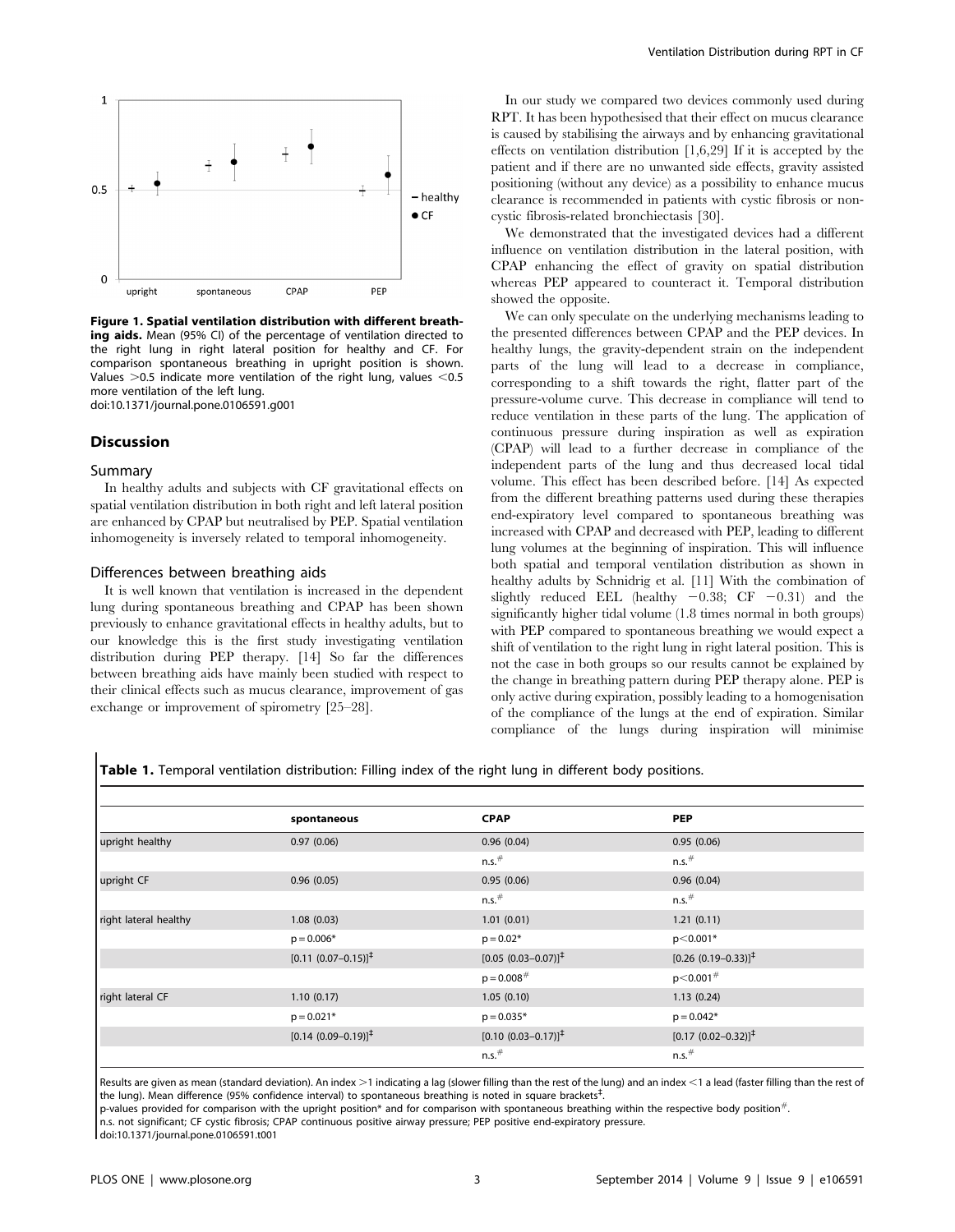**Figure 1. Spatial ventilation distribution with different breathing aids.** Mean (95% CI) of the percentage of ventilation directed to the right lung in right lateral position for healthy and CF. For comparison spontaneous breathing in upright position is shown. Values >0.5 indicate more ventilation of the right lung, values <0.5 more ventilation of the left lung.
doi:10.1371/journal.pone.0106591.g001

## Discussion

### Summary

In healthy adults and subjects with CF gravitational effects on spatial ventilation distribution in both right and left lateral position are enhanced by CPAP but neutralised by PEP. Spatial ventilation inhomogeneity is inversely related to temporal inhomogeneity.

### Differences between breathing aids

It is well known that ventilation is increased in the dependent lung during spontaneous breathing and CPAP has been shown previously to enhance gravitational effects in healthy adults, but to our knowledge this is the first study investigating ventilation distribution during PEP therapy. [14] So far the differences between breathing aids have mainly been studied with respect to their clinical effects such as mucus clearance, improvement of gas exchange or improvement of spirometry [25–28].

In our study we compared two devices commonly used during RPT. It has been hypothesised that their effect on mucus clearance is caused by stabilising the airways and by enhancing gravitational effects on ventilation distribution [1,6,29] If it is accepted by the patient and if there are no unwanted side effects, gravity assisted positioning (without any device) as a possibility to enhance mucus clearance is recommended in patients with cystic fibrosis or non-cystic fibrosis-related bronchiectasis [30].

We demonstrated that the investigated devices had a different influence on ventilation distribution in the lateral position, with CPAP enhancing the effect of gravity on spatial distribution whereas PEP appeared to counteract it. Temporal distribution showed the opposite.

We can only speculate on the underlying mechanisms leading to the presented differences between CPAP and the PEP devices. In healthy lungs, the gravity-dependent strain on the independent parts of the lung will lead to a decrease in compliance, corresponding to a shift towards the right, flatter part of the pressure-volume curve. This decrease in compliance will tend to reduce ventilation in these parts of the lung. The application of continuous pressure during inspiration as well as expiration (CPAP) will lead to a further decrease in compliance of the independent parts of the lung and thus decreased local tidal volume. This effect has been described before. [14] As expected from the different breathing patterns used during these therapies end-expiratory level compared to spontaneous breathing was increased with CPAP and decreased with PEP, leading to different lung volumes at the beginning of inspiration. This will influence both spatial and temporal ventilation distribution as shown in healthy adults by Schnidrig et al. [11] With the combination of slightly reduced EEL (healthy $-0.38$; CF $-0.31$) and the significantly higher tidal volume (1.8 times normal in both groups) with PEP compared to spontaneous breathing we would expect a shift of ventilation to the right lung in right lateral position. This is not the case in both groups so our results cannot be explained by the change in breathing pattern during PEP therapy alone. PEP is only active during expiration, possibly leading to a homogenisation of the compliance of the lungs at the end of expiration. Similar compliance of the lungs during inspiration will minimise

**Table 1.** Temporal ventilation distribution: Filling index of the right lung in different body positions.

| | spontaneous | CPAP | PEP |
|---|---|---|---|
| upright healthy | 0.97 (0.06) | 0.96 (0.04) | 0.95 (0.06) |
| | | n.s.[#] | n.s.[#] |
| upright CF | 0.96 (0.05) | 0.95 (0.06) | 0.96 (0.04) |
| | | n.s.[#] | n.s.[#] |
| right lateral healthy | 1.08 (0.03) | 1.01 (0.01) | 1.21 (0.11) |
| | $p = 0.006$* | $p = 0.02$* | $p < 0.001$* |
| | [0.11 (0.07–0.15)][‡] | [0.05 (0.03–0.07)][‡] | [0.26 (0.19–0.33)][‡] |
| | | $p = 0.008$[#] | $p < 0.001$[#] |
| right lateral CF | 1.10 (0.17) | 1.05 (0.10) | 1.13 (0.24) |
| | $p = 0.021$* | $p = 0.035$* | $p = 0.042$* |
| | [0.14 (0.09–0.19)][‡] | [0.10 (0.03–0.17)][‡] | [0.17 (0.02–0.32)][‡] |
| | | n.s.[#] | n.s.[#] |

Results are given as mean (standard deviation). An index >1 indicating a lag (slower filling than the rest of the lung) and an index <1 a lead (faster filling than the rest of the lung). Mean difference (95% confidence interval) to spontaneous breathing is noted in square brackets[‡].
p-values provided for comparison with the upright position* and for comparison with spontaneous breathing within the respective body position[#].
n.s. not significant; CF cystic fibrosis; CPAP continuous positive airway pressure; PEP positive end-expiratory pressure.
doi:10.1371/journal.pone.0106591.t001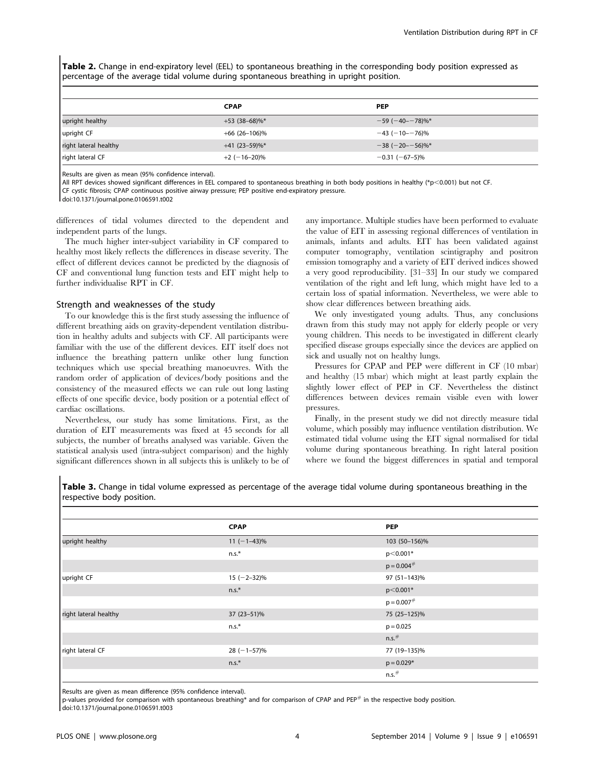**Table 2.** Change in end-expiratory level (EEL) to spontaneous breathing in the corresponding body position expressed as percentage of the average tidal volume during spontaneous breathing in upright position.

| | CPAP | PEP |
|---|---|---|
| upright healthy | +53 (38–68)%* | −59 (−40–−78)%* |
| upright CF | +66 (26–106)% | −43 (−10–−76)% |
| right lateral healthy | +41 (23–59)%* | −38 (−20–−56)%* |
| right lateral CF | +2 (−16–20)% | −0.31 (−67–5)% |

Results are given as mean (95% confidence interval).
All RPT devices showed significant differences in EEL compared to spontaneous breathing in both body positions in healthy (*p<0.001) but not CF.
CF cystic fibrosis; CPAP continuous positive airway pressure; PEP positive end-expiratory pressure.
doi:10.1371/journal.pone.0106591.t002

differences of tidal volumes directed to the dependent and independent parts of the lungs.

The much higher inter-subject variability in CF compared to healthy most likely reflects the differences in disease severity. The effect of different devices cannot be predicted by the diagnosis of CF and conventional lung function tests and EIT might help to further individualise RPT in CF.

## Strength and weaknesses of the study

To our knowledge this is the first study assessing the influence of different breathing aids on gravity-dependent ventilation distribution in healthy adults and subjects with CF. All participants were familiar with the use of the different devices. EIT itself does not influence the breathing pattern unlike other lung function techniques which use special breathing manoeuvres. With the random order of application of devices/body positions and the consistency of the measured effects we can rule out long lasting effects of one specific device, body position or a potential effect of cardiac oscillations.

Nevertheless, our study has some limitations. First, as the duration of EIT measurements was fixed at 45 seconds for all subjects, the number of breaths analysed was variable. Given the statistical analysis used (intra-subject comparison) and the highly significant differences shown in all subjects this is unlikely to be of any importance. Multiple studies have been performed to evaluate the value of EIT in assessing regional differences of ventilation in animals, infants and adults. EIT has been validated against computer tomography, ventilation scintigraphy and positron emission tomography and a variety of EIT derived indices showed a very good reproducibility. [31–33] In our study we compared ventilation of the right and left lung, which might have led to a certain loss of spatial information. Nevertheless, we were able to show clear differences between breathing aids.

We only investigated young adults. Thus, any conclusions drawn from this study may not apply for elderly people or very young children. This needs to be investigated in different clearly specified disease groups especially since the devices are applied on sick and usually not on healthy lungs.

Pressures for CPAP and PEP were different in CF (10 mbar) and healthy (15 mbar) which might at least partly explain the slightly lower effect of PEP in CF. Nevertheless the distinct differences between devices remain visible even with lower pressures.

Finally, in the present study we did not directly measure tidal volume, which possibly may influence ventilation distribution. We estimated tidal volume using the EIT signal normalised for tidal volume during spontaneous breathing. In right lateral position where we found the biggest differences in spatial and temporal

**Table 3.** Change in tidal volume expressed as percentage of the average tidal volume during spontaneous breathing in the respective body position.

| | CPAP | PEP |
|---|---|---|
| upright healthy | 11 (−1–43)% | 103 (50–156)% |
| | n.s.* | p<0.001* |
| | | p = 0.004# |
| upright CF | 15 (−2–32)% | 97 (51–143)% |
| | n.s.* | p<0.001* |
| | | p = 0.007# |
| right lateral healthy | 37 (23–51)% | 75 (25–125)% |
| | n.s.* | p = 0.025 |
| | | n.s.# |
| right lateral CF | 28 (−1–57)% | 77 (19–135)% |
| | n.s.* | p = 0.029* |
| | | n.s.# |

Results are given as mean difference (95% confidence interval).
p-values provided for comparison with spontaneous breathing* and for comparison of CPAP and PEP# in the respective body position.
doi:10.1371/journal.pone.0106591.t003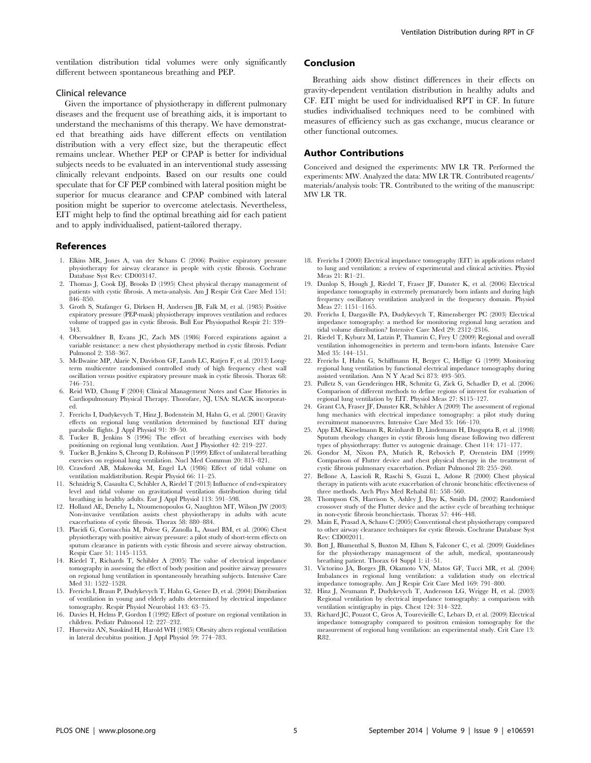ventilation distribution tidal volumes were only significantly different between spontaneous breathing and PEP.

### Clinical relevance

Given the importance of physiotherapy in different pulmonary diseases and the frequent use of breathing aids, it is important to understand the mechanisms of this therapy. We have demonstrated that breathing aids have different effects on ventilation distribution with a very effect size, but the therapeutic effect remains unclear. Whether PEP or CPAP is better for individual subjects needs to be evaluated in an interventional study assessing clinically relevant endpoints. Based on our results one could speculate that for CF PEP combined with lateral position might be superior for mucus clearance and CPAP combined with lateral position might be superior to overcome atelectasis. Nevertheless, EIT might help to find the optimal breathing aid for each patient and to apply individualised, patient-tailored therapy.

## Conclusion

Breathing aids show distinct differences in their effects on gravity-dependent ventilation distribution in healthy adults and CF. EIT might be used for individualised RPT in CF. In future studies individualised techniques need to be combined with measures of efficiency such as gas exchange, mucus clearance or other functional outcomes.

## Author Contributions

Conceived and designed the experiments: MW LR TR. Performed the experiments: MW. Analyzed the data: MW LR TR. Contributed reagents/materials/analysis tools: TR. Contributed to the writing of the manuscript: MW LR TR.

## References

1. Elkins MR, Jones A, van der Schans C (2006) Positive expiratory pressure physiotherapy for airway clearance in people with cystic fibrosis. Cochrane Database Syst Rev: CD003147.
2. Thomas J, Cook DJ, Brooks D (1995) Chest physical therapy management of patients with cystic fibrosis. A meta-analysis. Am J Respir Crit Care Med 151: 846–850.
3. Groth S, Stafanger G, Dirksen H, Andersen JB, Falk M, et al. (1985) Positive expiratory pressure (PEP-mask) physiotherapy improves ventilation and reduces volume of trapped gas in cystic fibrosis. Bull Eur Physiopathol Respir 21: 339–343.
4. Oberwaldner B, Evans JC, Zach MS (1986) Forced expirations against a variable resistance: a new chest physiotherapy method in cystic fibrosis. Pediatr Pulmonol 2: 358–367.
5. McIlwaine MP, Alarie N, Davidson GF, Lands LC, Ratjen F, et al. (2013) Long-term multicentre randomised controlled study of high frequency chest wall oscillation versus positive expiratory pressure mask in cystic fibrosis. Thorax 68: 746–751.
6. Reid WD, Chung F (2004) Clinical Management Notes and Case Histories in Cardiopulmonary Physical Therapy. Thorofare, NJ, USA: SLACK incorporated.
7. Frerichs I, Dudykevych T, Hinz J, Bodenstein M, Hahn G, et al. (2001) Gravity effects on regional lung ventilation determined by functional EIT during parabolic flights. J Appl Physiol 91: 39–50.
8. Tucker B, Jenkins S (1996) The effect of breathing exercises with body positioning on regional lung ventilation. Aust J Physiother 42: 219–227.
9. Tucker B, Jenkins S, Cheong D, Robinson P (1999) Effect of unilateral breathing exercises on regional lung ventilation. Nucl Med Commun 20: 815–821.
10. Crawford AB, Makowska M, Engel LA (1986) Effect of tidal volume on ventilation maldistribution. Respir Physiol 66: 11–25.
11. Schnidrig S, Casaulta C, Schibler A, Riedel T (2013) Influence of end-expiratory level and tidal volume on gravitational ventilation distribution during tidal breathing in healthy adults. Eur J Appl Physiol 113: 591–598.
12. Holland AE, Denehy L, Ntoumenopoulos G, Naughton MT, Wilson JW (2003) Non-invasive ventilation assists chest physiotherapy in adults with acute exacerbations of cystic fibrosis. Thorax 58: 880–884.
13. Placidi G, Cornacchia M, Polese G, Zanolla L, Assael BM, et al. (2006) Chest physiotherapy with positive airway pressure: a pilot study of short-term effects on sputum clearance in patients with cystic fibrosis and severe airway obstruction. Respir Care 51: 1145–1153.
14. Riedel T, Richards T, Schibler A (2005) The value of electrical impedance tomography in assessing the effect of body position and positive airway pressures on regional lung ventilation in spontaneously breathing subjects. Intensive Care Med 31: 1522–1528.
15. Frerichs I, Braun P, Dudykevych T, Hahn G, Genee D, et al. (2004) Distribution of ventilation in young and elderly adults determined by electrical impedance tomography. Respir Physiol Neurobiol 143: 63–75.
16. Davies H, Helms P, Gordon I (1992) Effect of posture on regional ventilation in children. Pediatr Pulmonol 12: 227–232.
17. Hurewitz AN, Susskind H, Harold WH (1985) Obesity alters regional ventilation in lateral decubitus position. J Appl Physiol 59: 774–783.
18. Frerichs I (2000) Electrical impedance tomography (EIT) in applications related to lung and ventilation: a review of experimental and clinical activities. Physiol Meas 21: R1–21.
19. Dunlop S, Hough J, Riedel T, Fraser JF, Dunster K, et al. (2006) Electrical impedance tomography in extremely prematurely born infants and during high frequency oscillatory ventilation analyzed in the frequency domain. Physiol Meas 27: 1151–1165.
20. Frerichs I, Dargaville PA, Dudykevych T, Rimensberger PC (2003) Electrical impedance tomography: a method for monitoring regional lung aeration and tidal volume distribution? Intensive Care Med 29: 2312–2316.
21. Riedel T, Kyburz M, Latzin P, Thamrin C, Frey U (2009) Regional and overall ventilation inhomogeneities in preterm and term-born infants. Intensive Care Med 35: 144–151.
22. Frerichs I, Hahn G, Schiffmann H, Berger C, Hellige G (1999) Monitoring regional lung ventilation by functional electrical impedance tomography during assisted ventilation. Ann N Y Acad Sci 873: 493–505.
23. Pulletz S, van Genderingen HR, Schmitz G, Zick G, Schadler D, et al. (2006) Comparison of different methods to define regions of interest for evaluation of regional lung ventilation by EIT. Physiol Meas 27: S115–127.
24. Grant CA, Fraser JF, Dunster KR, Schibler A (2009) The assessment of regional lung mechanics with electrical impedance tomography: a pilot study during recruitment manoeuvres. Intensive Care Med 35: 166–170.
25. App EM, Kieselmann R, Reinhardt D, Lindemann H, Dasgupta B, et al. (1998) Sputum rheology changes in cystic fibrosis lung disease following two different types of physiotherapy: flutter vs autogenic drainage. Chest 114: 171–177.
26. Gondor M, Nixon PA, Mutich R, Rebovich P, Orenstein DM (1999) Comparison of Flutter device and chest physical therapy in the treatment of cystic fibrosis pulmonary exacerbation. Pediatr Pulmonol 28: 255–260.
27. Bellone A, Lascioli R, Raschi S, Guzzi L, Adone R (2000) Chest physical therapy in patients with acute exacerbation of chronic bronchitis: effectiveness of three methods. Arch Phys Med Rehabil 81: 558–560.
28. Thompson CS, Harrison S, Ashley J, Day K, Smith DL (2002) Randomised crossover study of the Flutter device and the active cycle of breathing technique in non-cystic fibrosis bronchiectasis. Thorax 57: 446–448.
29. Main E, Prasad A, Schans C (2005) Conventional chest physiotherapy compared to other airway clearance techniques for cystic fibrosis. Cochrane Database Syst Rev: CD002011.
30. Bott J, Blumenthal S, Buxton M, Ellum S, Falconer C, et al. (2009) Guidelines for the physiotherapy management of the adult, medical, spontaneously breathing patient. Thorax 64 Suppl 1: i1–51.
31. Victorino JA, Borges JB, Okamoto VN, Matos GF, Tucci MR, et al. (2004) Imbalances in regional lung ventilation: a validation study on electrical impedance tomography. Am J Respir Crit Care Med 169: 791–800.
32. Hinz J, Neumann P, Dudykevych T, Andersson LG, Wrigge H, et al. (2003) Regional ventilation by electrical impedance tomography: a comparison with ventilation scintigraphy in pigs. Chest 124: 314–322.
33. Richard JC, Pouzot C, Gros A, Tourevieille C, Lebars D, et al. (2009) Electrical impedance tomography compared to positron emission tomography for the measurement of regional lung ventilation: an experimental study. Crit Care 13: R82.